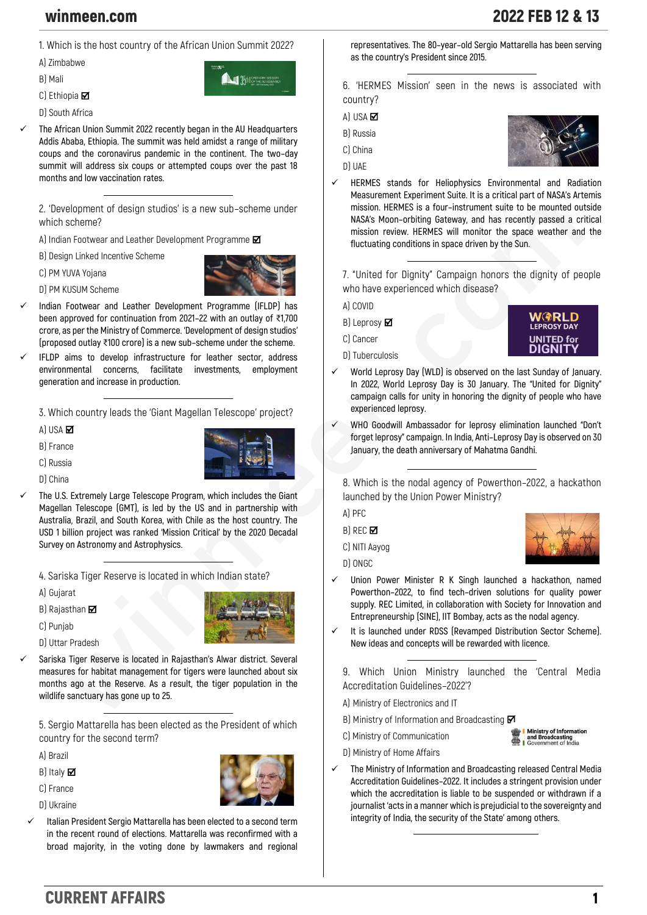1. Which is the host country of the African Union Summit 2022?

A) Zimbabwe

B) Mali

C) Ethiopia ☑

D) South Africa

✓ The African Union Summit 2022 recently began in the AU Headquarters Addis Ababa, Ethiopia. The summit was held amidst a range of military coups and the coronavirus pandemic in the continent. The two-day summit will address six coups or attempted coups over the past 18 months and low vaccination rates.

2. 'Development of design studios' is a new sub-scheme under which scheme?

A) Indian Footwear and Leather Development Programme ☑

B) Design Linked Incentive Scheme

C) PM YUVA Yojana

D) PM KUSUM Scheme

✓ Indian Footwear and Leather Development Programme (IFLDP) has been approved for continuation from 2021–22 with an outlay of ₹1,700 crore, as per the Ministry of Commerce. 'Development of design studios' (proposed outlay ₹100 crore) is a new sub-scheme under the scheme.

✓ IFLDP aims to develop infrastructure for leather sector, address environmental concerns, facilitate investments, employment generation and increase in production.

3. Which country leads the 'Giant Magellan Telescope' project?

A) USA ☑

B) France

C) Russia

D) China

✓ The U.S. Extremely Large Telescope Program, which includes the Giant Magellan Telescope (GMT), is led by the US and in partnership with Australia, Brazil, and South Korea, with Chile as the host country. The USD 1 billion project was ranked 'Mission Critical' by the 2020 Decadal Survey on Astronomy and Astrophysics.

4. Sariska Tiger Reserve is located in which Indian state?

A) Gujarat

B) Rajasthan ☑

C) Punjab

D) Uttar Pradesh

✓ Sariska Tiger Reserve is located in Rajasthan's Alwar district. Several measures for habitat management for tigers were launched about six months ago at the Reserve. As a result, the tiger population in the wildlife sanctuary has gone up to 25.

5. Sergio Mattarella has been elected as the President of which country for the second term?

A) Brazil

B) Italy ☑

C) France

D) Ukraine

✓ Italian President Sergio Mattarella has been elected to a second term in the recent round of elections. Mattarella was reconfirmed with a broad majority, in the voting done by lawmakers and regional representatives. The 80-year-old Sergio Mattarella has been serving as the country's President since 2015.

6. 'HERMES Mission' seen in the news is associated with country?

A) USA ☑

B) Russia

C) China

D) UAE

✓ HERMES stands for Heliophysics Environmental and Radiation Measurement Experiment Suite. It is a critical part of NASA's Artemis mission. HERMES is a four-instrument suite to be mounted outside NASA's Moon-orbiting Gateway, and has recently passed a critical mission review. HERMES will monitor the space weather and the fluctuating conditions in space driven by the Sun.

7. "United for Dignity" Campaign honors the dignity of people who have experienced which disease?

A) COVID

B) Leprosy ☑

C) Cancer

D) Tuberculosis

✓ World Leprosy Day (WLD) is observed on the last Sunday of January. In 2022, World Leprosy Day is 30 January. The "United for Dignity" campaign calls for unity in honoring the dignity of people who have experienced leprosy.

✓ WHO Goodwill Ambassador for leprosy elimination launched "Don't forget leprosy" campaign. In India, Anti-Leprosy Day is observed on 30 January, the death anniversary of Mahatma Gandhi.

8. Which is the nodal agency of Powerthon-2022, a hackathon launched by the Union Power Ministry?

A) PFC

B) REC ☑

C) NITI Aayog

D) ONGC

✓ Union Power Minister R K Singh launched a hackathon, named Powerthon-2022, to find tech-driven solutions for quality power supply. REC Limited, in collaboration with Society for Innovation and Entrepreneurship (SINE), IIT Bombay, acts as the nodal agency.

✓ It is launched under RDSS (Revamped Distribution Sector Scheme). New ideas and concepts will be rewarded with licence.

9. Which Union Ministry launched the 'Central Media Accreditation Guidelines–2022'?

A) Ministry of Electronics and IT

B) Ministry of Information and Broadcasting ☑

C) Ministry of Communication

D) Ministry of Home Affairs

✓ The Ministry of Information and Broadcasting released Central Media Accreditation Guidelines-2022. It includes a stringent provision under which the accreditation is liable to be suspended or withdrawn if a journalist 'acts in a manner which is prejudicial to the sovereignty and integrity of India, the security of the State' among others.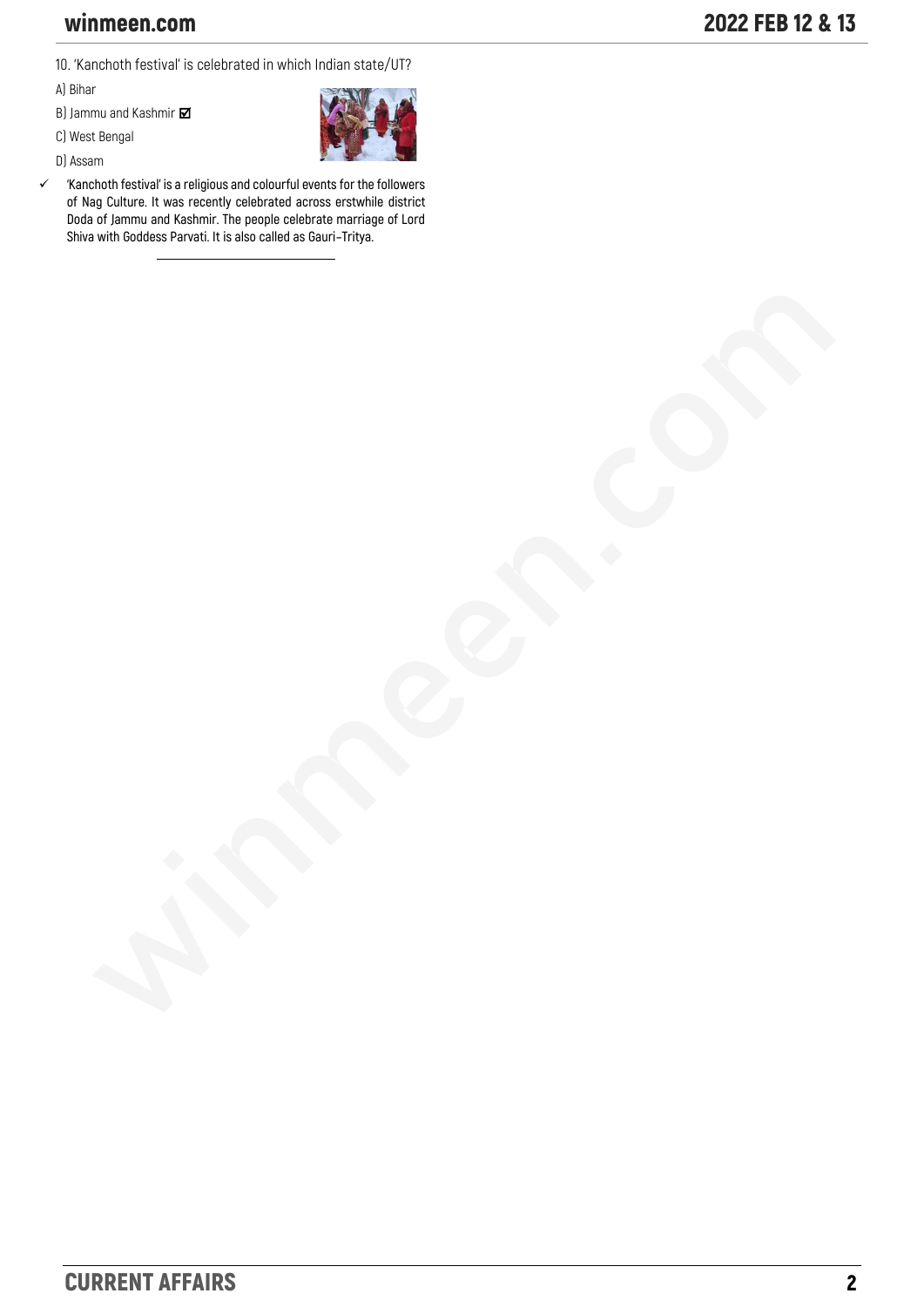10. 'Kanchoth festival' is celebrated in which Indian state/UT?

A) Bihar

B) Jammu and Kashmir ☑

C) West Bengal

D) Assam

✓ 'Kanchoth festival' is a religious and colourful events for the followers of Nag Culture. It was recently celebrated across erstwhile district Doda of Jammu and Kashmir. The people celebrate marriage of Lord Shiva with Goddess Parvati. It is also called as Gauri-Tritya.